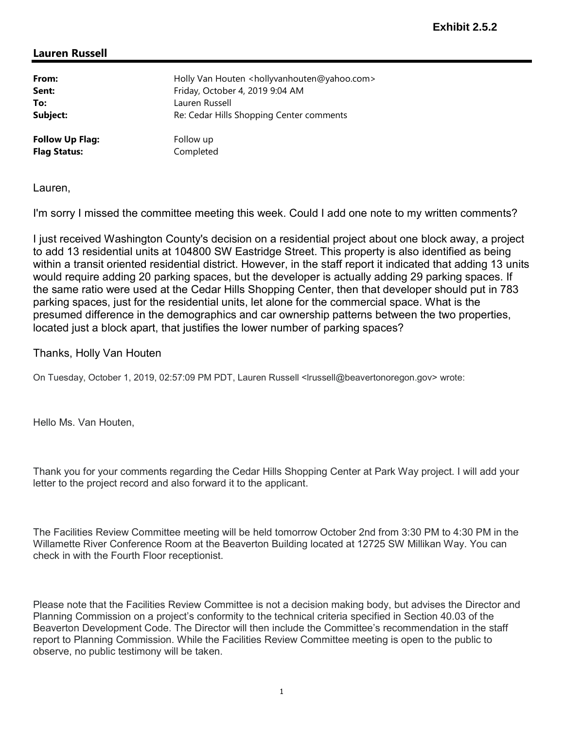**Exhibit 2.5.2**

## Lauren Russell

| | |
|---|---|
| **From:** | Holly Van Houten <hollyvanhouten@yahoo.com> |
| **Sent:** | Friday, October 4, 2019 9:04 AM |
| **To:** | Lauren Russell |
| **Subject:** | Re: Cedar Hills Shopping Center comments |
| **Follow Up Flag:** | Follow up |
| **Flag Status:** | Completed |

Lauren,

I'm sorry I missed the committee meeting this week. Could I add one note to my written comments?

I just received Washington County's decision on a residential project about one block away, a project to add 13 residential units at 104800 SW Eastridge Street. This property is also identified as being within a transit oriented residential district. However, in the staff report it indicated that adding 13 units would require adding 20 parking spaces, but the developer is actually adding 29 parking spaces. If the same ratio were used at the Cedar Hills Shopping Center, then that developer should put in 783 parking spaces, just for the residential units, let alone for the commercial space. What is the presumed difference in the demographics and car ownership patterns between the two properties, located just a block apart, that justifies the lower number of parking spaces?

Thanks, Holly Van Houten

On Tuesday, October 1, 2019, 02:57:09 PM PDT, Lauren Russell <lrussell@beavertonoregon.gov> wrote:

Hello Ms. Van Houten,

Thank you for your comments regarding the Cedar Hills Shopping Center at Park Way project. I will add your letter to the project record and also forward it to the applicant.

The Facilities Review Committee meeting will be held tomorrow October 2nd from 3:30 PM to 4:30 PM in the Willamette River Conference Room at the Beaverton Building located at 12725 SW Millikan Way. You can check in with the Fourth Floor receptionist.

Please note that the Facilities Review Committee is not a decision making body, but advises the Director and Planning Commission on a project's conformity to the technical criteria specified in Section 40.03 of the Beaverton Development Code. The Director will then include the Committee's recommendation in the staff report to Planning Commission. While the Facilities Review Committee meeting is open to the public to observe, no public testimony will be taken.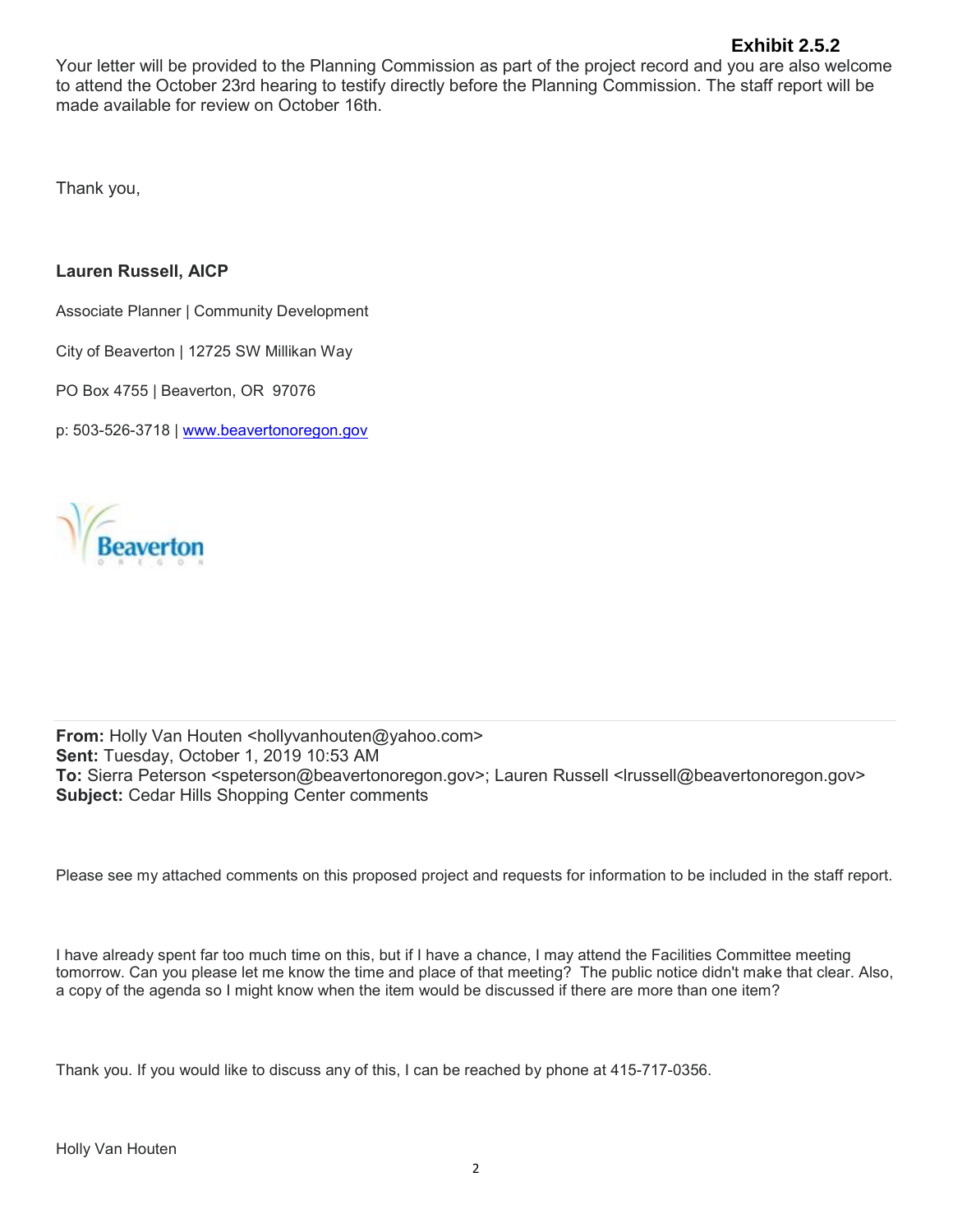**Exhibit 2.5.2**

Your letter will be provided to the Planning Commission as part of the project record and you are also welcome to attend the October 23rd hearing to testify directly before the Planning Commission. The staff report will be made available for review on October 16th.

Thank you,

**Lauren Russell, AICP**

Associate Planner | Community Development

City of Beaverton | 12725 SW Millikan Way

PO Box 4755 | Beaverton, OR 97076

p: 503-526-3718 | [www.beavertonoregon.gov](http://www.beavertonoregon.gov)

---

**From:** Holly Van Houten <hollyvanhouten@yahoo.com>
**Sent:** Tuesday, October 1, 2019 10:53 AM
**To:** Sierra Peterson <speterson@beavertonoregon.gov>; Lauren Russell <lrussell@beavertonoregon.gov>
**Subject:** Cedar Hills Shopping Center comments

Please see my attached comments on this proposed project and requests for information to be included in the staff report.

I have already spent far too much time on this, but if I have a chance, I may attend the Facilities Committee meeting tomorrow. Can you please let me know the time and place of that meeting? The public notice didn't make that clear. Also, a copy of the agenda so I might know when the item would be discussed if there are more than one item?

Thank you. If you would like to discuss any of this, I can be reached by phone at 415-717-0356.

Holly Van Houten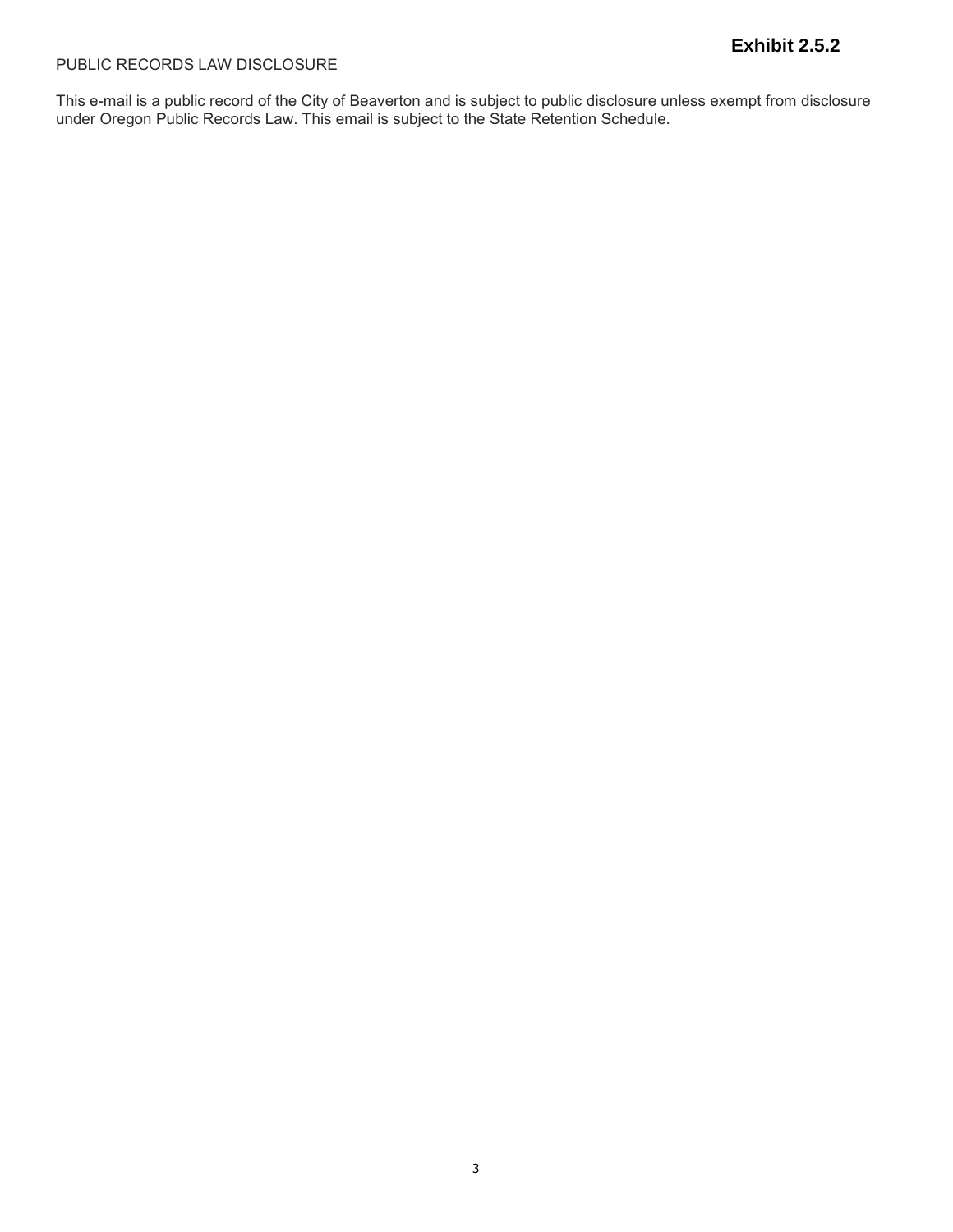**Exhibit 2.5.2**

PUBLIC RECORDS LAW DISCLOSURE

This e-mail is a public record of the City of Beaverton and is subject to public disclosure unless exempt from disclosure under Oregon Public Records Law. This email is subject to the State Retention Schedule.